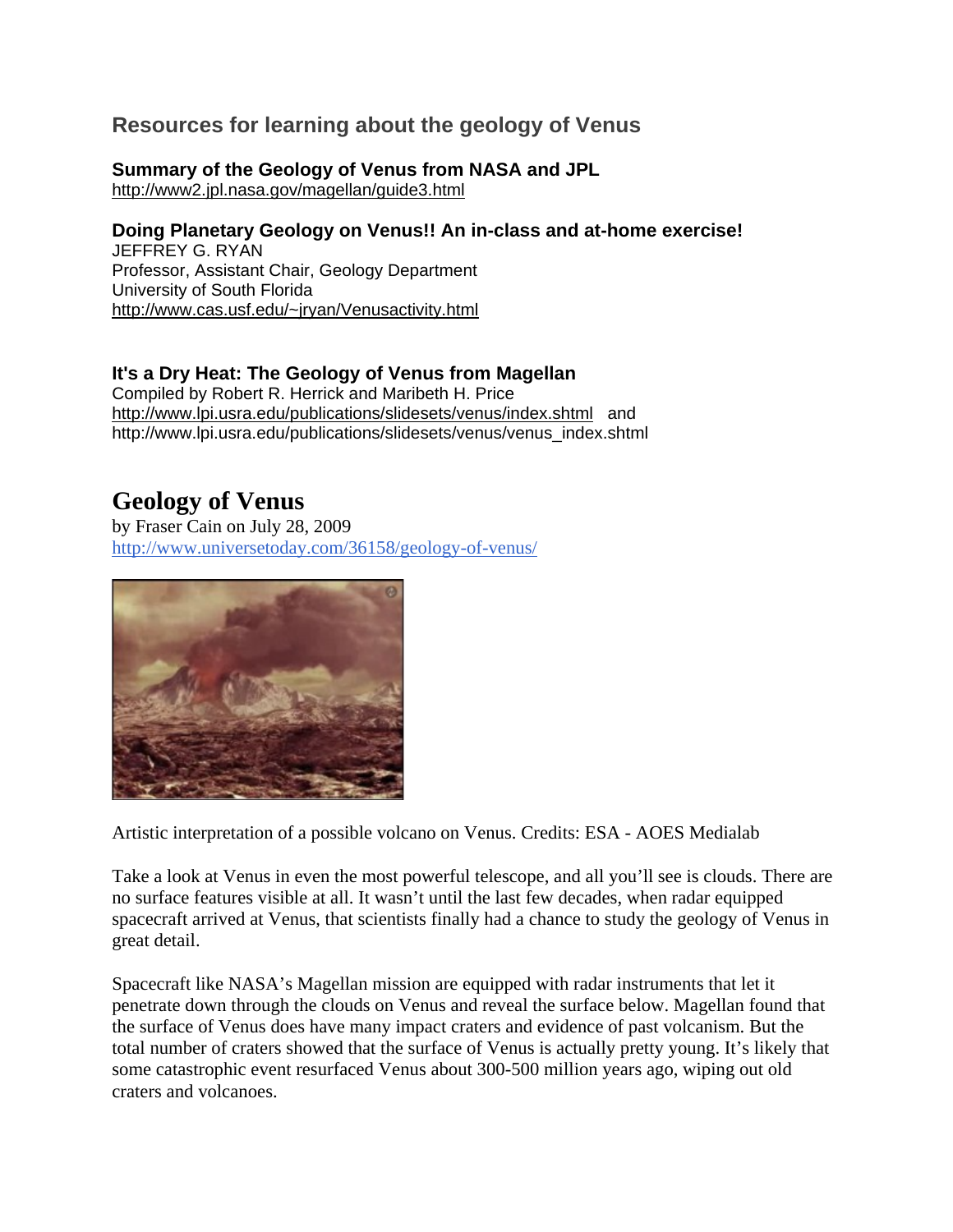## Resources for learning about the geology of Venus

**Summary of the Geology of Venus from NASA and JPL**
http://www2.jpl.nasa.gov/magellan/guide3.html

**Doing Planetary Geology on Venus!! An in-class and at-home exercise!**
JEFFREY G. RYAN
Professor, Assistant Chair, Geology Department
University of South Florida
http://www.cas.usf.edu/~jryan/Venusactivity.html

**It's a Dry Heat: The Geology of Venus from Magellan**
Compiled by Robert R. Herrick and Maribeth H. Price
http://www.lpi.usra.edu/publications/slidesets/venus/index.shtml and
http://www.lpi.usra.edu/publications/slidesets/venus/venus_index.shtml

# Geology of Venus

by Fraser Cain on July 28, 2009
http://www.universetoday.com/36158/geology-of-venus/

Artistic interpretation of a possible volcano on Venus. Credits: ESA - AOES Medialab

Take a look at Venus in even the most powerful telescope, and all you'll see is clouds. There are no surface features visible at all. It wasn't until the last few decades, when radar equipped spacecraft arrived at Venus, that scientists finally had a chance to study the geology of Venus in great detail.

Spacecraft like NASA's Magellan mission are equipped with radar instruments that let it penetrate down through the clouds on Venus and reveal the surface below. Magellan found that the surface of Venus does have many impact craters and evidence of past volcanism. But the total number of craters showed that the surface of Venus is actually pretty young. It's likely that some catastrophic event resurfaced Venus about 300-500 million years ago, wiping out old craters and volcanoes.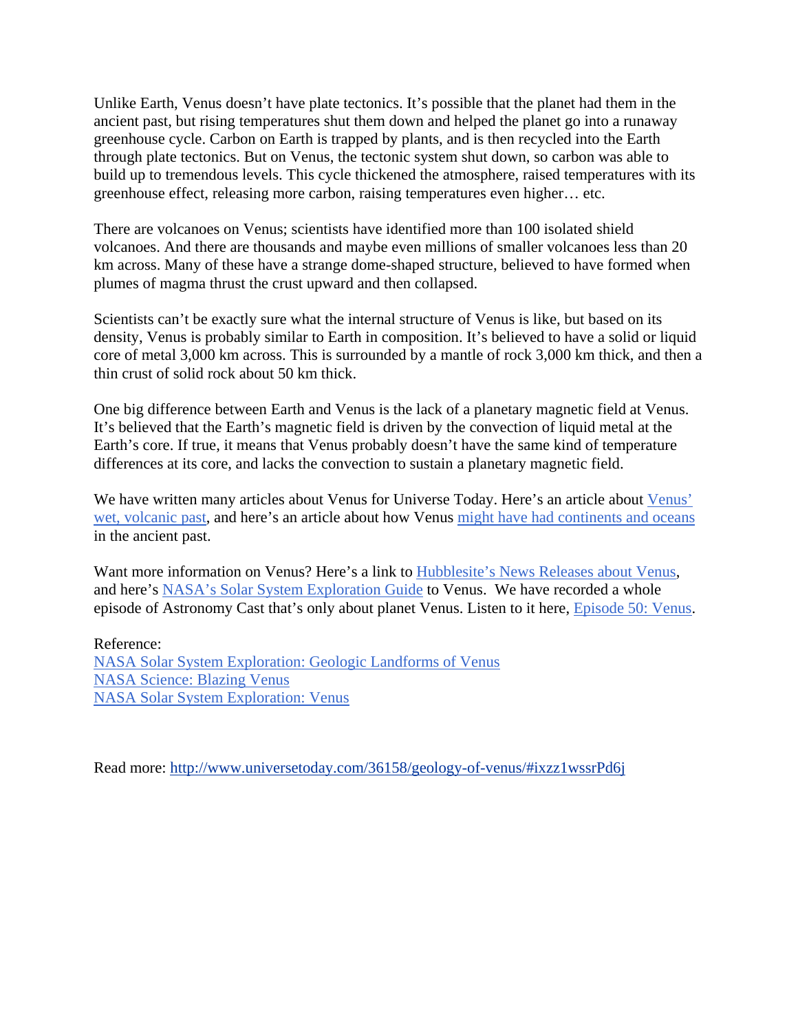Unlike Earth, Venus doesn't have plate tectonics. It's possible that the planet had them in the ancient past, but rising temperatures shut them down and helped the planet go into a runaway greenhouse cycle. Carbon on Earth is trapped by plants, and is then recycled into the Earth through plate tectonics. But on Venus, the tectonic system shut down, so carbon was able to build up to tremendous levels. This cycle thickened the atmosphere, raised temperatures with its greenhouse effect, releasing more carbon, raising temperatures even higher… etc.

There are volcanoes on Venus; scientists have identified more than 100 isolated shield volcanoes. And there are thousands and maybe even millions of smaller volcanoes less than 20 km across. Many of these have a strange dome-shaped structure, believed to have formed when plumes of magma thrust the crust upward and then collapsed.

Scientists can't be exactly sure what the internal structure of Venus is like, but based on its density, Venus is probably similar to Earth in composition. It's believed to have a solid or liquid core of metal 3,000 km across. This is surrounded by a mantle of rock 3,000 km thick, and then a thin crust of solid rock about 50 km thick.

One big difference between Earth and Venus is the lack of a planetary magnetic field at Venus. It's believed that the Earth's magnetic field is driven by the convection of liquid metal at the Earth's core. If true, it means that Venus probably doesn't have the same kind of temperature differences at its core, and lacks the convection to sustain a planetary magnetic field.

We have written many articles about Venus for Universe Today. Here's an article about Venus' wet, volcanic past, and here's an article about how Venus might have had continents and oceans in the ancient past.

Want more information on Venus? Here's a link to Hubblesite's News Releases about Venus, and here's NASA's Solar System Exploration Guide to Venus. We have recorded a whole episode of Astronomy Cast that's only about planet Venus. Listen to it here, Episode 50: Venus.

Reference:
NASA Solar System Exploration: Geologic Landforms of Venus
NASA Science: Blazing Venus
NASA Solar System Exploration: Venus

Read more: http://www.universetoday.com/36158/geology-of-venus/#ixzz1wssrPd6j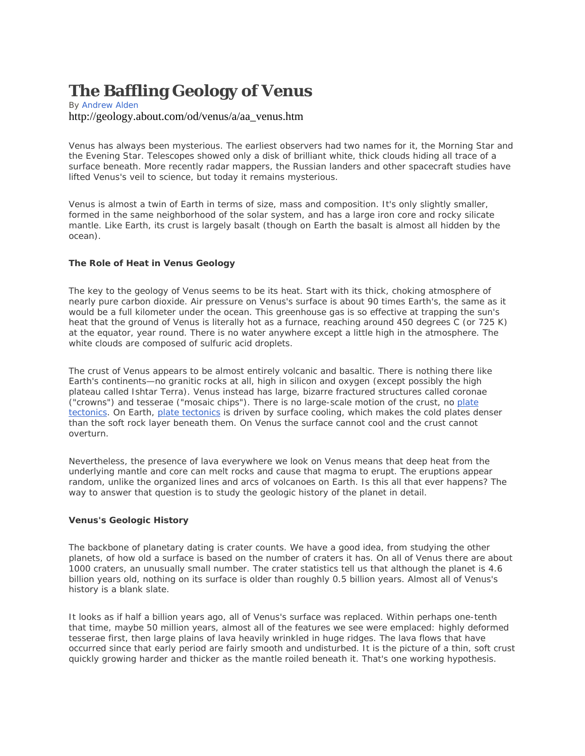# The Baffling Geology of Venus

By Andrew Alden

http://geology.about.com/od/venus/a/aa_venus.htm

Venus has always been mysterious. The earliest observers had two names for it, the Morning Star and the Evening Star. Telescopes showed only a disk of brilliant white, thick clouds hiding all trace of a surface beneath. More recently radar mappers, the Russian landers and other spacecraft studies have lifted Venus's veil to science, but today it remains mysterious.

Venus is almost a twin of Earth in terms of size, mass and composition. It's only slightly smaller, formed in the same neighborhood of the solar system, and has a large iron core and rocky silicate mantle. Like Earth, its crust is largely basalt (though on Earth the basalt is almost all hidden by the ocean).

**The Role of Heat in Venus Geology**

The key to the geology of Venus seems to be its heat. Start with its thick, choking atmosphere of nearly pure carbon dioxide. Air pressure on Venus's surface is about 90 times Earth's, the same as it would be a full kilometer under the ocean. This greenhouse gas is so effective at trapping the sun's heat that the ground of Venus is literally hot as a furnace, reaching around 450 degrees C (or 725 K) at the equator, year round. There is no water anywhere except a little high in the atmosphere. The white clouds are composed of sulfuric acid droplets.

The crust of Venus appears to be almost entirely volcanic and basaltic. There is nothing there like Earth's continents—no granitic rocks at all, high in silicon and oxygen (except possibly the high plateau called Ishtar Terra). Venus instead has large, bizarre fractured structures called coronae ("crowns") and tesserae ("mosaic chips"). There is no large-scale motion of the crust, no plate tectonics. On Earth, plate tectonics is driven by surface cooling, which makes the cold plates denser than the soft rock layer beneath them. On Venus the surface cannot cool and the crust cannot overturn.

Nevertheless, the presence of lava everywhere we look on Venus means that deep heat from the underlying mantle and core can melt rocks and cause that magma to erupt. The eruptions appear random, unlike the organized lines and arcs of volcanoes on Earth. Is this all that ever happens? The way to answer that question is to study the geologic history of the planet in detail.

**Venus's Geologic History**

The backbone of planetary dating is crater counts. We have a good idea, from studying the other planets, of how old a surface is based on the number of craters it has. On all of Venus there are about 1000 craters, an unusually small number. The crater statistics tell us that although the planet is 4.6 billion years old, nothing on its surface is older than roughly 0.5 billion years. Almost all of Venus's history is a blank slate.

It looks as if half a billion years ago, all of Venus's surface was replaced. Within perhaps one-tenth that time, maybe 50 million years, almost all of the features we see were emplaced: highly deformed tesserae first, then large plains of lava heavily wrinkled in huge ridges. The lava flows that have occurred since that early period are fairly smooth and undisturbed. It is the picture of a thin, soft crust quickly growing harder and thicker as the mantle roiled beneath it. That's one working hypothesis.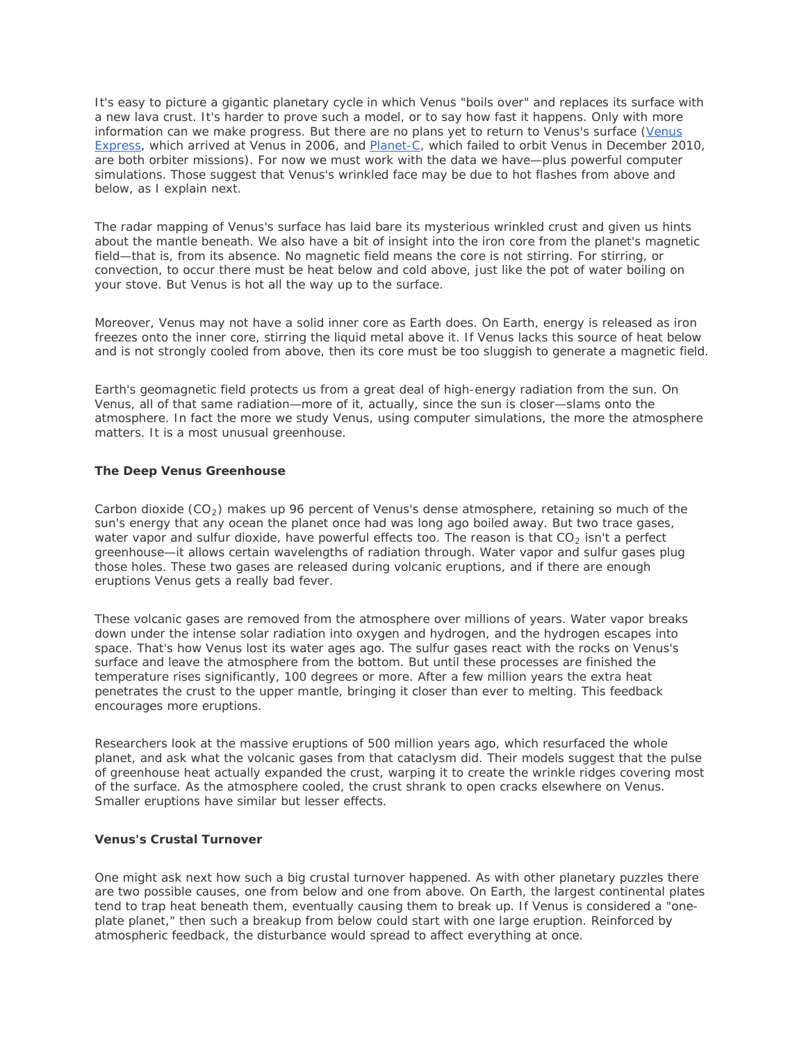It's easy to picture a gigantic planetary cycle in which Venus "boils over" and replaces its surface with a new lava crust. It's harder to prove such a model, or to say how fast it happens. Only with more information can we make progress. But there are no plans yet to return to Venus's surface (Venus Express, which arrived at Venus in 2006, and Planet-C, which failed to orbit Venus in December 2010, are both orbiter missions). For now we must work with the data we have—plus powerful computer simulations. Those suggest that Venus's wrinkled face may be due to hot flashes from above and below, as I explain next.

The radar mapping of Venus's surface has laid bare its mysterious wrinkled crust and given us hints about the mantle beneath. We also have a bit of insight into the iron core from the planet's magnetic field—that is, from its absence. No magnetic field means the core is not stirring. For stirring, or convection, to occur there must be heat below and cold above, just like the pot of water boiling on your stove. But Venus is hot all the way up to the surface.

Moreover, Venus may not have a solid inner core as Earth does. On Earth, energy is released as iron freezes onto the inner core, stirring the liquid metal above it. If Venus lacks this source of heat below and is not strongly cooled from above, then its core must be too sluggish to generate a magnetic field.

Earth's geomagnetic field protects us from a great deal of high-energy radiation from the sun. On Venus, all of that same radiation—more of it, actually, since the sun is closer—slams onto the atmosphere. In fact the more we study Venus, using computer simulations, the more the atmosphere matters. It is a most unusual greenhouse.

**The Deep Venus Greenhouse**

Carbon dioxide ($CO_2$) makes up 96 percent of Venus's dense atmosphere, retaining so much of the sun's energy that any ocean the planet once had was long ago boiled away. But two trace gases, water vapor and sulfur dioxide, have powerful effects too. The reason is that $CO_2$ isn't a perfect greenhouse—it allows certain wavelengths of radiation through. Water vapor and sulfur gases plug those holes. These two gases are released during volcanic eruptions, and if there are enough eruptions Venus gets a really bad fever.

These volcanic gases are removed from the atmosphere over millions of years. Water vapor breaks down under the intense solar radiation into oxygen and hydrogen, and the hydrogen escapes into space. That's how Venus lost its water ages ago. The sulfur gases react with the rocks on Venus's surface and leave the atmosphere from the bottom. But until these processes are finished the temperature rises significantly, 100 degrees or more. After a few million years the extra heat penetrates the crust to the upper mantle, bringing it closer than ever to melting. This feedback encourages more eruptions.

Researchers look at the massive eruptions of 500 million years ago, which resurfaced the whole planet, and ask what the volcanic gases from that cataclysm did. Their models suggest that the pulse of greenhouse heat actually expanded the crust, warping it to create the wrinkle ridges covering most of the surface. As the atmosphere cooled, the crust shrank to open cracks elsewhere on Venus. Smaller eruptions have similar but lesser effects.

**Venus's Crustal Turnover**

One might ask next how such a big crustal turnover happened. As with other planetary puzzles there are two possible causes, one from below and one from above. On Earth, the largest continental plates tend to trap heat beneath them, eventually causing them to break up. If Venus is considered a "one-plate planet," then such a breakup from below could start with one large eruption. Reinforced by atmospheric feedback, the disturbance would spread to affect everything at once.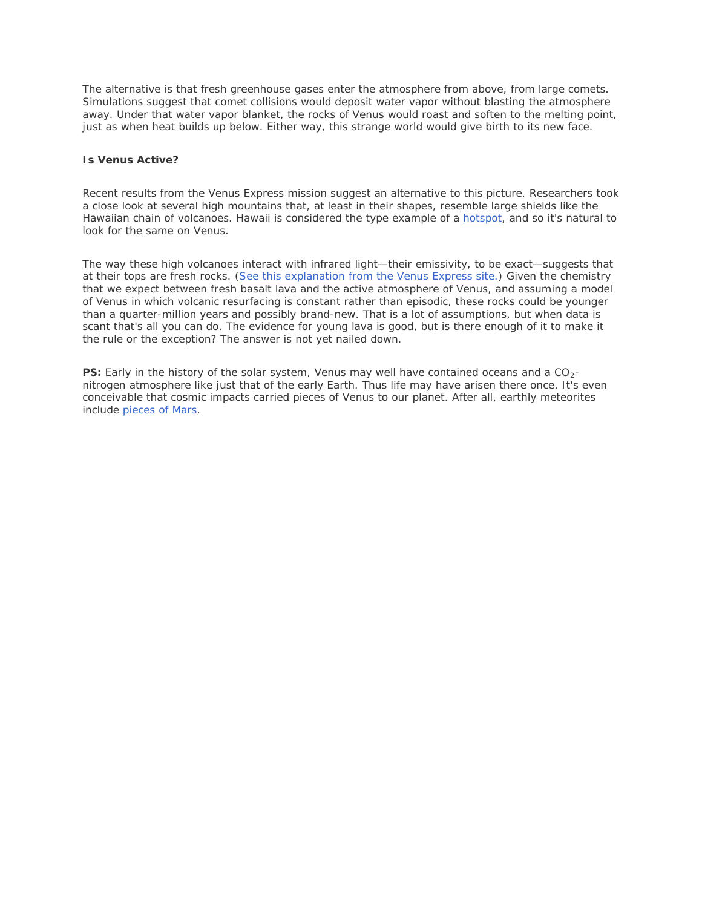The alternative is that fresh greenhouse gases enter the atmosphere from above, from large comets. Simulations suggest that comet collisions would deposit water vapor without blasting the atmosphere away. Under that water vapor blanket, the rocks of Venus would roast and soften to the melting point, just as when heat builds up below. Either way, this strange world would give birth to its new face.

**Is Venus Active?**

Recent results from the Venus Express mission suggest an alternative to this picture. Researchers took a close look at several high mountains that, at least in their shapes, resemble large shields like the Hawaiian chain of volcanoes. Hawaii is considered the type example of a hotspot, and so it's natural to look for the same on Venus.

The way these high volcanoes interact with infrared light—their emissivity, to be exact—suggests that at their tops are fresh rocks. (See this explanation from the Venus Express site.) Given the chemistry that we expect between fresh basalt lava and the active atmosphere of Venus, and assuming a model of Venus in which volcanic resurfacing is constant rather than episodic, these rocks could be younger than a quarter-million years and possibly brand-new. That is a lot of assumptions, but when data is scant that's all you can do. The evidence for young lava is good, but is there enough of it to make it the rule or the exception? The answer is not yet nailed down.

**PS:** Early in the history of the solar system, Venus may well have contained oceans and a $CO_2$-nitrogen atmosphere like just that of the early Earth. Thus life may have arisen there once. It's even conceivable that cosmic impacts carried pieces of Venus to our planet. After all, earthly meteorites include pieces of Mars.